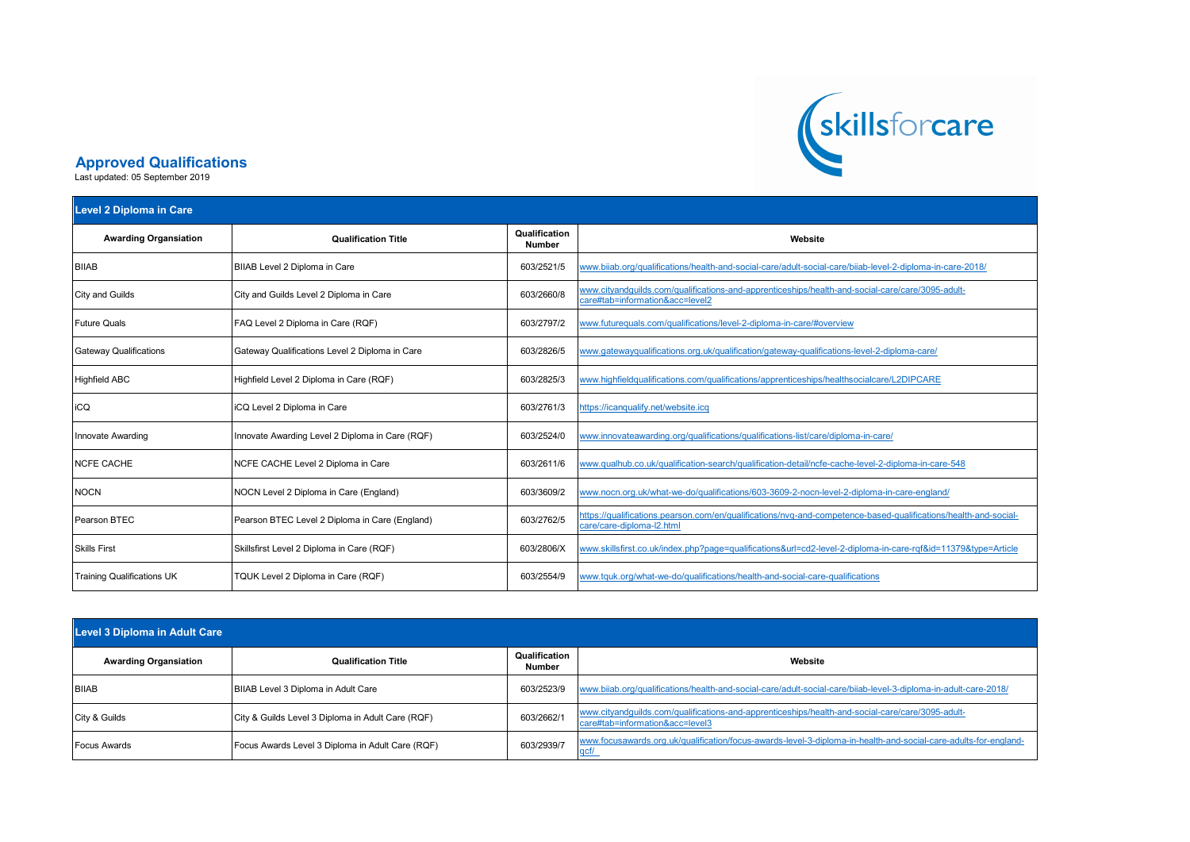# Approved Qualifications

Last updated: 05 September 2019

## Level 2 Diploma in Care

| Awarding Organsiation | Qualification Title | Qualification Number | Website |
|---|---|---|---|
| BIIAB | BIIAB Level 2 Diploma in Care | 603/2521/5 | www.biiab.org/qualifications/health-and-social-care/adult-social-care/biiab-level-2-diploma-in-care-2018/ |
| City and Guilds | City and Guilds Level 2 Diploma in Care | 603/2660/8 | www.cityandguilds.com/qualifications-and-apprenticeships/health-and-social-care/care/3095-adult-care#tab=information&acc=level2 |
| Future Quals | FAQ Level 2 Diploma in Care (RQF) | 603/2797/2 | www.futurequals.com/qualifications/level-2-diploma-in-care/#overview |
| Gateway Qualifications | Gateway Qualifications Level 2 Diploma in Care | 603/2826/5 | www.gatewayqualifications.org.uk/qualification/gateway-qualifications-level-2-diploma-care/ |
| Highfield ABC | Highfield Level 2 Diploma in Care (RQF) | 603/2825/3 | www.highfieldqualifications.com/qualifications/apprenticeships/healthsocialcare/L2DIPCARE |
| iCQ | iCQ Level 2 Diploma in Care | 603/2761/3 | https://icanqualify.net/website.icq |
| Innovate Awarding | Innovate Awarding Level 2 Diploma in Care (RQF) | 603/2524/0 | www.innovateawarding.org/qualifications/qualifications-list/care/diploma-in-care/ |
| NCFE CACHE | NCFE CACHE Level 2 Diploma in Care | 603/2611/6 | www.qualhub.co.uk/qualification-search/qualification-detail/ncfe-cache-level-2-diploma-in-care-548 |
| NOCN | NOCN Level 2 Diploma in Care (England) | 603/3609/2 | www.nocn.org.uk/what-we-do/qualifications/603-3609-2-nocn-level-2-diploma-in-care-england/ |
| Pearson BTEC | Pearson BTEC Level 2 Diploma in Care (England) | 603/2762/5 | https://qualifications.pearson.com/en/qualifications/nvq-and-competence-based-qualifications/health-and-social-care/care-diploma-l2.html |
| Skills First | Skillsfirst Level 2 Diploma in Care (RQF) | 603/2806/X | www.skillsfirst.co.uk/index.php?page=qualifications&url=cd2-level-2-diploma-in-care-rqf&id=11379&type=Article |
| Training Qualifications UK | TQUK Level 2 Diploma in Care (RQF) | 603/2554/9 | www.tquk.org/what-we-do/qualifications/health-and-social-care-qualifications |

## Level 3 Diploma in Adult Care

| Awarding Organsiation | Qualification Title | Qualification Number | Website |
|---|---|---|---|
| BIIAB | BIIAB Level 3 Diploma in Adult Care | 603/2523/9 | www.biiab.org/qualifications/health-and-social-care/adult-social-care/biiab-level-3-diploma-in-adult-care-2018/ |
| City & Guilds | City & Guilds Level 3 Diploma in Adult Care (RQF) | 603/2662/1 | www.cityandguilds.com/qualifications-and-apprenticeships/health-and-social-care/care/3095-adult-care#tab=information&acc=level3 |
| Focus Awards | Focus Awards Level 3 Diploma in Adult Care (RQF) | 603/2939/7 | www.focusawards.org.uk/qualification/focus-awards-level-3-diploma-in-health-and-social-care-adults-for-england-qcf/ |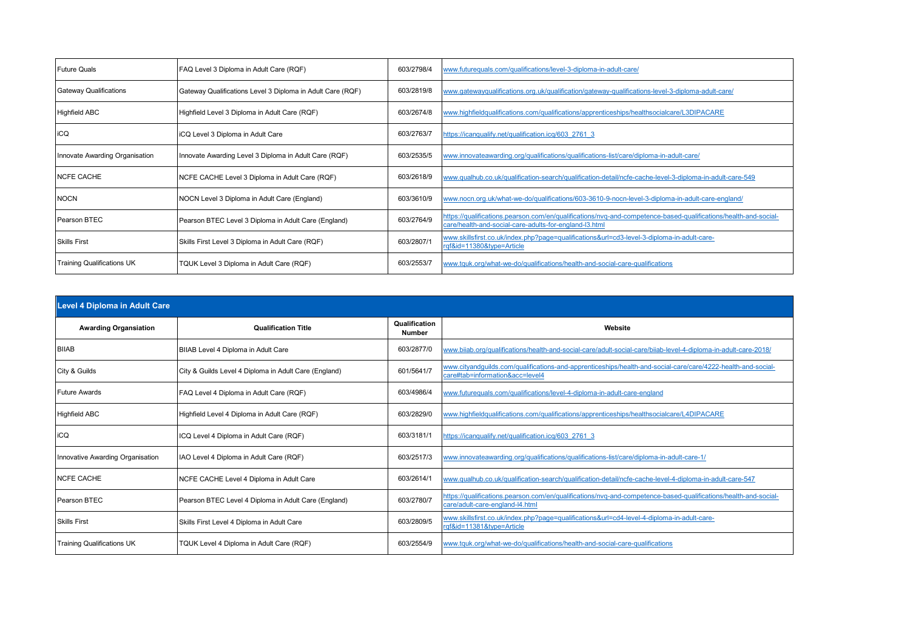| | | | |
|---|---|---|---|
| Future Quals | FAQ Level 3 Diploma in Adult Care (RQF) | 603/2798/4 | www.futurequals.com/qualifications/level-3-diploma-in-adult-care/ |
| Gateway Qualifications | Gateway Qualifications Level 3 Diploma in Adult Care (RQF) | 603/2819/8 | www.gatewayqualifications.org.uk/qualification/gateway-qualifications-level-3-diploma-adult-care/ |
| Highfield ABC | Highfield Level 3 Diploma in Adult Care (RQF) | 603/2674/8 | www.highfieldqualifications.com/qualifications/apprenticeships/healthsocialcare/L3DIPACARE |
| iCQ | iCQ Level 3 Diploma in Adult Care | 603/2763/7 | https://icanqualify.net/qualification.icq/603_2761_3 |
| Innovate Awarding Organisation | Innovate Awarding Level 3 Diploma in Adult Care (RQF) | 603/2535/5 | www.innovateawarding.org/qualifications/qualifications-list/care/diploma-in-adult-care/ |
| NCFE CACHE | NCFE CACHE Level 3 Diploma in Adult Care (RQF) | 603/2618/9 | www.qualhub.co.uk/qualification-search/qualification-detail/ncfe-cache-level-3-diploma-in-adult-care-549 |
| NOCN | NOCN Level 3 Diploma in Adult Care (England) | 603/3610/9 | www.nocn.org.uk/what-we-do/qualifications/603-3610-9-nocn-level-3-diploma-in-adult-care-england/ |
| Pearson BTEC | Pearson BTEC Level 3 Diploma in Adult Care (England) | 603/2764/9 | https://qualifications.pearson.com/en/qualifications/nvq-and-competence-based-qualifications/health-and-social-care/health-and-social-care-adults-for-england-l3.html |
| Skills First | Skills First Level 3 Diploma in Adult Care (RQF) | 603/2807/1 | www.skillsfirst.co.uk/index.php?page=qualifications&url=cd3-level-3-diploma-in-adult-care-rqf&id=11380&type=Article |
| Training Qualifications UK | TQUK Level 3 Diploma in Adult Care (RQF) | 603/2553/7 | www.tquk.org/what-we-do/qualifications/health-and-social-care-qualifications |

## Level 4 Diploma in Adult Care

| Awarding Organsiation | Qualification Title | Qualification Number | Website |
|---|---|---|---|
| BIIAB | BIIAB Level 4 Diploma in Adult Care | 603/2877/0 | www.biiab.org/qualifications/health-and-social-care/adult-social-care/biiab-level-4-diploma-in-adult-care-2018/ |
| City & Guilds | City & Guilds Level 4 Diploma in Adult Care (England) | 601/5641/7 | www.cityandguilds.com/qualifications-and-apprenticeships/health-and-social-care/care/4222-health-and-social-care#tab=information&acc=level4 |
| Future Awards | FAQ Level 4 Diploma in Adult Care (RQF) | 603/4986/4 | www.futurequals.com/qualifications/level-4-diploma-in-adult-care-england |
| Highfield ABC | Highfield Level 4 Diploma in Adult Care (RQF) | 603/2829/0 | www.highfieldqualifications.com/qualifications/apprenticeships/healthsocialcare/L4DIPACARE |
| iCQ | ICQ Level 4 Diploma in Adult Care (RQF) | 603/3181/1 | https://icanqualify.net/qualification.icq/603_2761_3 |
| Innovative Awarding Organisation | IAO Level 4 Diploma in Adult Care (RQF) | 603/2517/3 | www.innovateawarding.org/qualifications/qualifications-list/care/diploma-in-adult-care-1/ |
| NCFE CACHE | NCFE CACHE Level 4 Diploma in Adult Care | 603/2614/1 | www.qualhub.co.uk/qualification-search/qualification-detail/ncfe-cache-level-4-diploma-in-adult-care-547 |
| Pearson BTEC | Pearson BTEC Level 4 Diploma in Adult Care (England) | 603/2780/7 | https://qualifications.pearson.com/en/qualifications/nvq-and-competence-based-qualifications/health-and-social-care/adult-care-england-l4.html |
| Skills First | Skills First Level 4 Diploma in Adult Care | 603/2809/5 | www.skillsfirst.co.uk/index.php?page=qualifications&url=cd4-level-4-diploma-in-adult-care-rqf&id=11381&type=Article |
| Training Qualifications UK | TQUK Level 4 Diploma in Adult Care (RQF) | 603/2554/9 | www.tquk.org/what-we-do/qualifications/health-and-social-care-qualifications |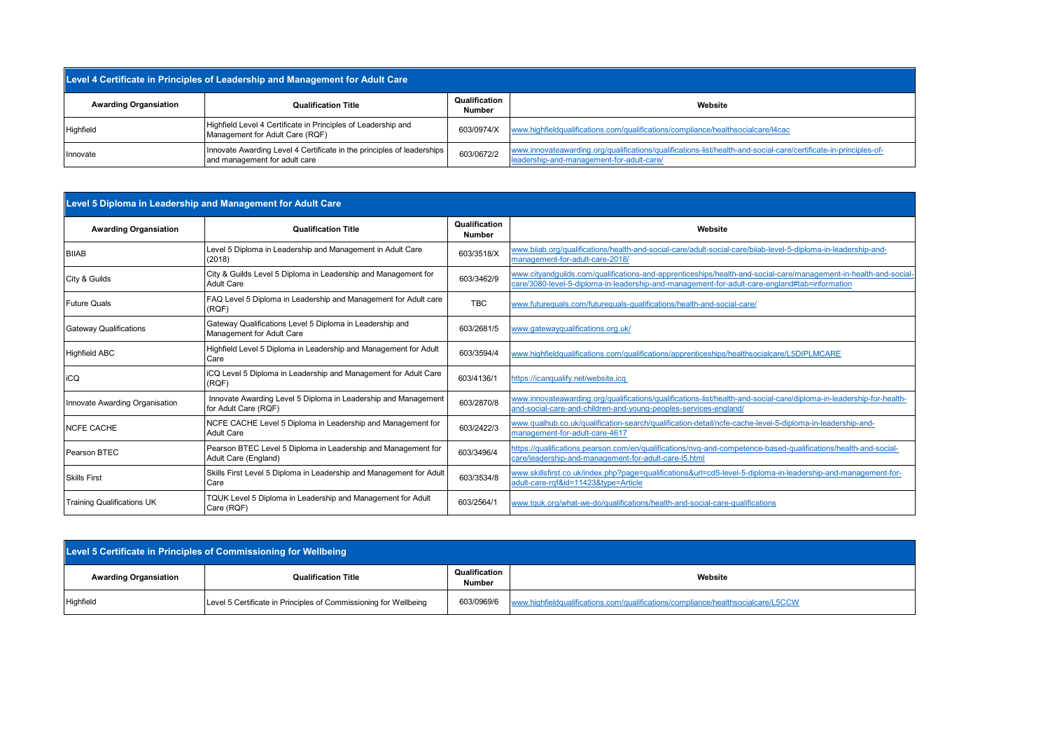## Level 4 Certificate in Principles of Leadership and Management for Adult Care

| Awarding Organsiation | Qualification Title | Qualification Number | Website |
|---|---|---|---|
| Highfield | Highfield Level 4 Certificate in Principles of Leadership and Management for Adult Care (RQF) | 603/0974/X | www.highfieldqualifications.com/qualifications/compliance/healthsocialcare/l4cac |
| Innovate | Innovate Awarding Level 4 Certificate in the principles of leaderships and management for adult care | 603/0672/2 | www.innovateawarding.org/qualifications/qualifications-list/health-and-social-care/certificate-in-principles-of-leadership-and-management-for-adult-care/ |

## Level 5 Diploma in Leadership and Management for Adult Care

| Awarding Organsiation | Qualification Title | Qualification Number | Website |
|---|---|---|---|
| BIIAB | Level 5 Diploma in Leadership and Management in Adult Care (2018) | 603/3518/X | www.biiab.org/qualifications/health-and-social-care/adult-social-care/biiab-level-5-diploma-in-leadership-and-management-for-adult-care-2018/ |
| City & Guilds | City & Guilds Level 5 Diploma in Leadership and Management for Adult Care | 603/3462/9 | www.cityandguilds.com/qualifications-and-apprenticeships/health-and-social-care/management-in-health-and-social-care/3080-level-5-diploma-in-leadership-and-management-for-adult-care-england#tab=information |
| Future Quals | FAQ Level 5 Diploma in Leadership and Management for Adult care (RQF) | TBC | www.futurequals.com/futurequals-qualifications/health-and-social-care/ |
| Gateway Qualifications | Gateway Qualifications Level 5 Diploma in Leadership and Management for Adult Care | 603/2681/5 | www.gatewayqualifications.org.uk/ |
| Highfield ABC | Highfield Level 5 Diploma in Leadership and Management for Adult Care | 603/3594/4 | www.highfieldqualifications.com/qualifications/apprenticeships/healthsocialcare/L5DIPLMCARE |
| iCQ | iCQ Level 5 Diploma in Leadership and Management for Adult Care (RQF) | 603/4136/1 | https://icanqualify.net/website.icq |
| Innovate Awarding Organisation | Innovate Awarding Level 5 Diploma in Leadership and Management for Adult Care (RQF) | 603/2870/8 | www.innovateawarding.org/qualifications/qualifications-list/health-and-social-care/diploma-in-leadership-for-health-and-social-care-and-children-and-young-peoples-services-england/ |
| NCFE CACHE | NCFE CACHE Level 5 Diploma in Leadership and Management for Adult Care | 603/2422/3 | www.qualhub.co.uk/qualification-search/qualification-detail/ncfe-cache-level-5-diploma-in-leadership-and-management-for-adult-care-4617 |
| Pearson BTEC | Pearson BTEC Level 5 Diploma in Leadership and Management for Adult Care (England) | 603/3496/4 | https://qualifications.pearson.com/en/qualifications/nvq-and-competence-based-qualifications/health-and-social-care/leadership-and-management-for-adult-care-l5.html |
| Skills First | Skills First Level 5 Diploma in Leadership and Management for Adult Care | 603/3534/8 | www.skillsfirst.co.uk/index.php?page=qualifications&url=cd5-level-5-diploma-in-leadership-and-management-for-adult-care-rqf&id=11423&type=Article |
| Training Qualifications UK | TQUK Level 5 Diploma in Leadership and Management for Adult Care (RQF) | 603/2564/1 | www.tquk.org/what-we-do/qualifications/health-and-social-care-qualifications |

## Level 5 Certificate in Principles of Commissioning for Wellbeing

| Awarding Organsiation | Qualification Title | Qualification Number | Website |
|---|---|---|---|
| Highfield | Level 5 Certificate in Principles of Commissioning for Wellbeing | 603/0969/6 | www.highfieldqualifications.com/qualifications/compliance/healthsocialcare/L5CCW |